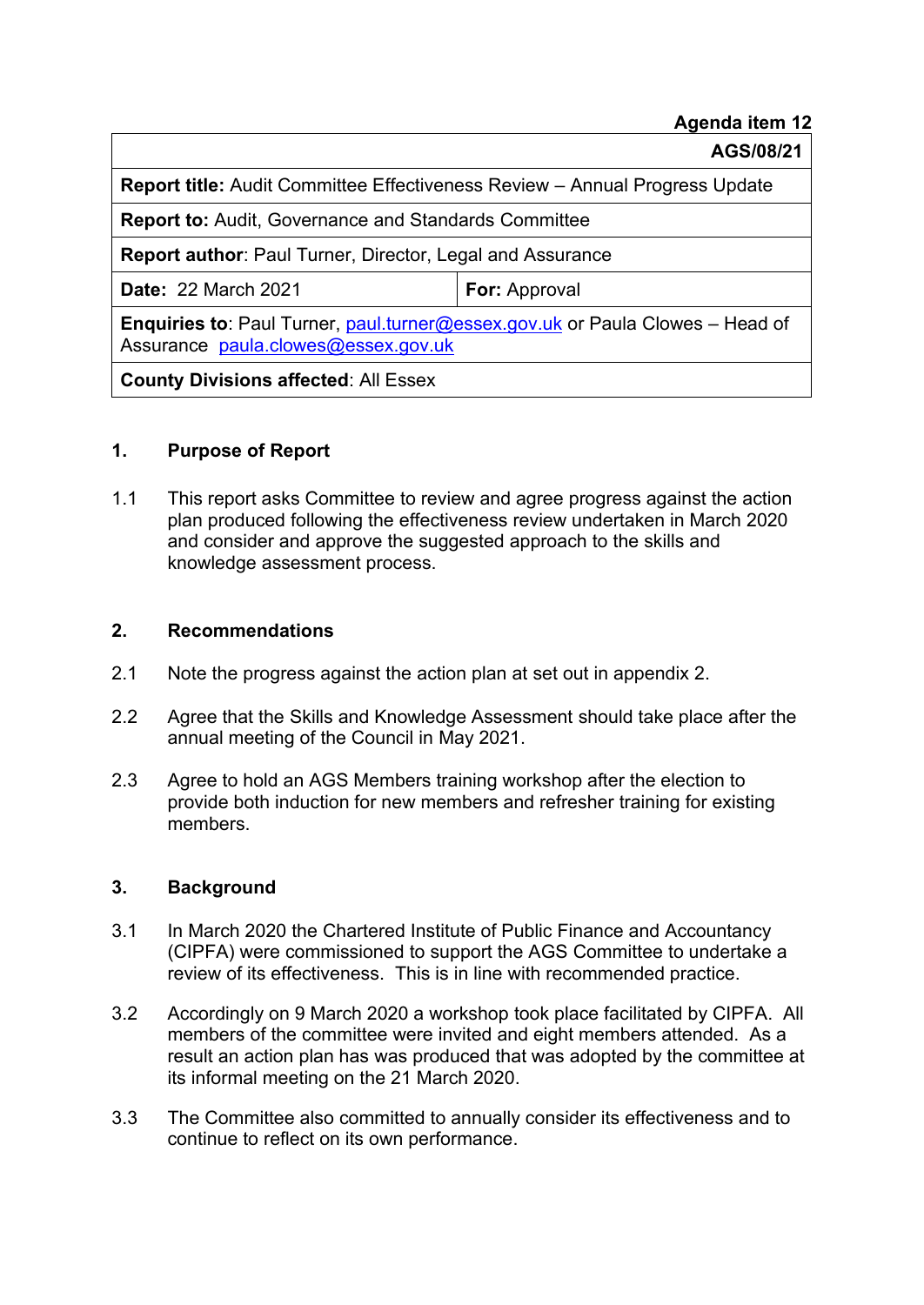**Agenda item 12**

| **AGS/08/21** | |
|---|---|
| **Report title:** Audit Committee Effectiveness Review – Annual Progress Update | |
| **Report to:** Audit, Governance and Standards Committee | |
| **Report author**: Paul Turner, Director, Legal and Assurance | |
| **Date:** 22 March 2021 | **For:** Approval |
| **Enquiries to**: Paul Turner, paul.turner@essex.gov.uk or Paula Clowes – Head of Assurance paula.clowes@essex.gov.uk | |
| **County Divisions affected**: All Essex | |

## 1. Purpose of Report

1.1 This report asks Committee to review and agree progress against the action plan produced following the effectiveness review undertaken in March 2020 and consider and approve the suggested approach to the skills and knowledge assessment process.

## 2. Recommendations

2.1 Note the progress against the action plan at set out in appendix 2.

2.2 Agree that the Skills and Knowledge Assessment should take place after the annual meeting of the Council in May 2021.

2.3 Agree to hold an AGS Members training workshop after the election to provide both induction for new members and refresher training for existing members.

## 3. Background

3.1 In March 2020 the Chartered Institute of Public Finance and Accountancy (CIPFA) were commissioned to support the AGS Committee to undertake a review of its effectiveness. This is in line with recommended practice.

3.2 Accordingly on 9 March 2020 a workshop took place facilitated by CIPFA. All members of the committee were invited and eight members attended. As a result an action plan has was produced that was adopted by the committee at its informal meeting on the 21 March 2020.

3.3 The Committee also committed to annually consider its effectiveness and to continue to reflect on its own performance.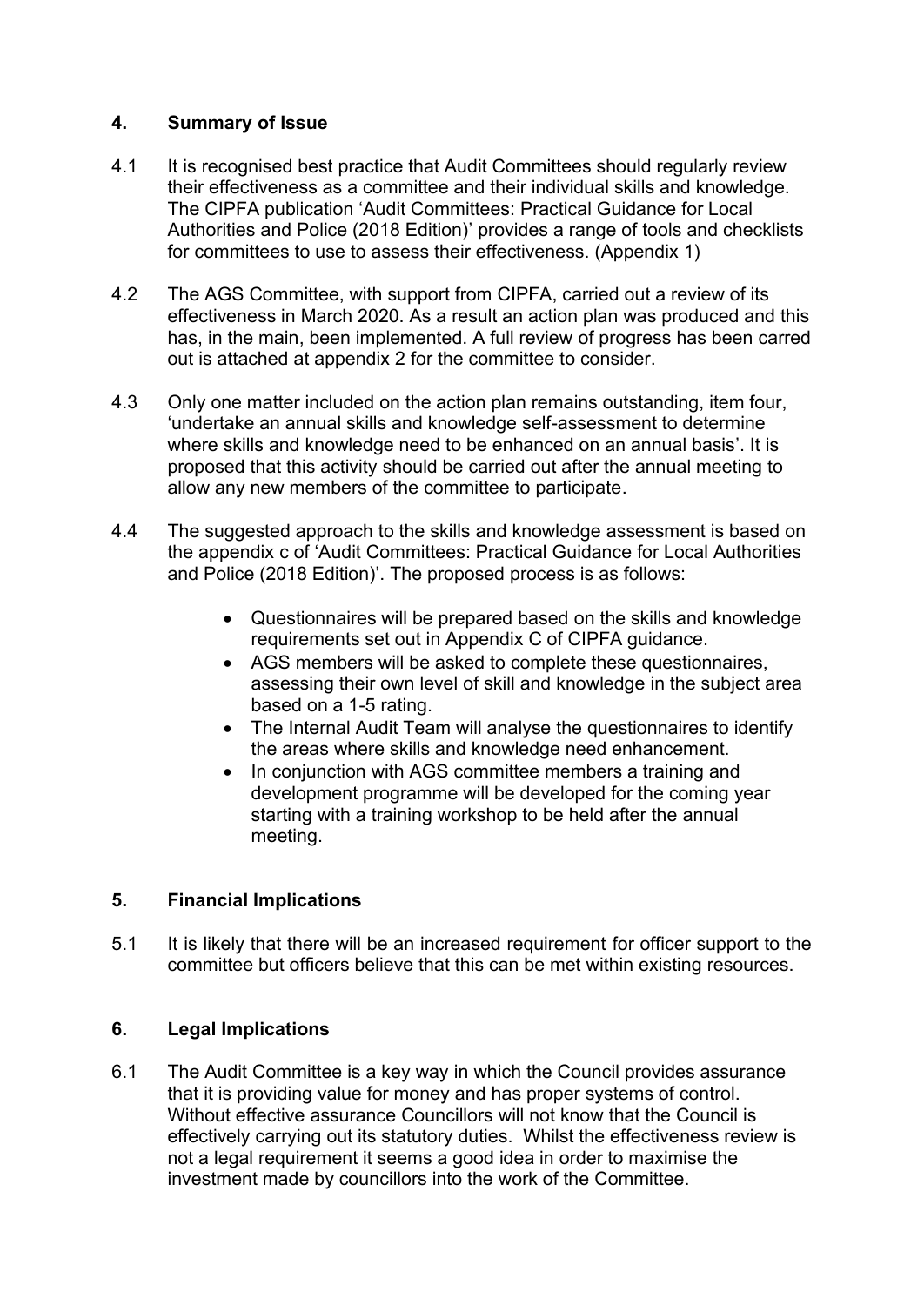## 4. Summary of Issue

4.1 It is recognised best practice that Audit Committees should regularly review their effectiveness as a committee and their individual skills and knowledge. The CIPFA publication 'Audit Committees: Practical Guidance for Local Authorities and Police (2018 Edition)' provides a range of tools and checklists for committees to use to assess their effectiveness. (Appendix 1)

4.2 The AGS Committee, with support from CIPFA, carried out a review of its effectiveness in March 2020. As a result an action plan was produced and this has, in the main, been implemented. A full review of progress has been carred out is attached at appendix 2 for the committee to consider.

4.3 Only one matter included on the action plan remains outstanding, item four, 'undertake an annual skills and knowledge self-assessment to determine where skills and knowledge need to be enhanced on an annual basis'. It is proposed that this activity should be carried out after the annual meeting to allow any new members of the committee to participate.

4.4 The suggested approach to the skills and knowledge assessment is based on the appendix c of 'Audit Committees: Practical Guidance for Local Authorities and Police (2018 Edition)'. The proposed process is as follows:

- Questionnaires will be prepared based on the skills and knowledge requirements set out in Appendix C of CIPFA guidance.
- AGS members will be asked to complete these questionnaires, assessing their own level of skill and knowledge in the subject area based on a 1-5 rating.
- The Internal Audit Team will analyse the questionnaires to identify the areas where skills and knowledge need enhancement.
- In conjunction with AGS committee members a training and development programme will be developed for the coming year starting with a training workshop to be held after the annual meeting.

## 5. Financial Implications

5.1 It is likely that there will be an increased requirement for officer support to the committee but officers believe that this can be met within existing resources.

## 6. Legal Implications

6.1 The Audit Committee is a key way in which the Council provides assurance that it is providing value for money and has proper systems of control. Without effective assurance Councillors will not know that the Council is effectively carrying out its statutory duties. Whilst the effectiveness review is not a legal requirement it seems a good idea in order to maximise the investment made by councillors into the work of the Committee.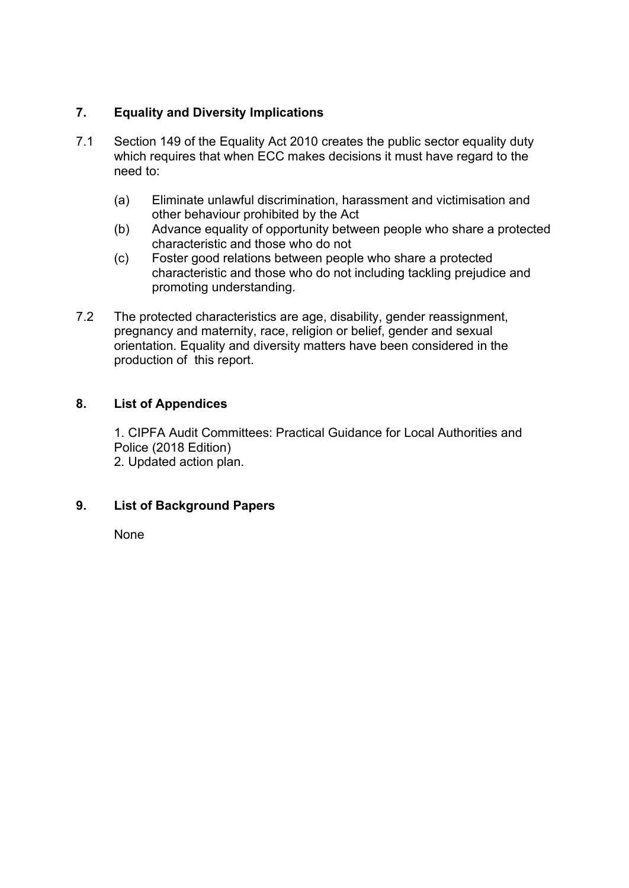## 7. Equality and Diversity Implications

7.1 Section 149 of the Equality Act 2010 creates the public sector equality duty which requires that when ECC makes decisions it must have regard to the need to:

(a) Eliminate unlawful discrimination, harassment and victimisation and other behaviour prohibited by the Act

(b) Advance equality of opportunity between people who share a protected characteristic and those who do not

(c) Foster good relations between people who share a protected characteristic and those who do not including tackling prejudice and promoting understanding.

7.2 The protected characteristics are age, disability, gender reassignment, pregnancy and maternity, race, religion or belief, gender and sexual orientation. Equality and diversity matters have been considered in the production of this report.

## 8. List of Appendices

1. CIPFA Audit Committees: Practical Guidance for Local Authorities and Police (2018 Edition)
2. Updated action plan.

## 9. List of Background Papers

None